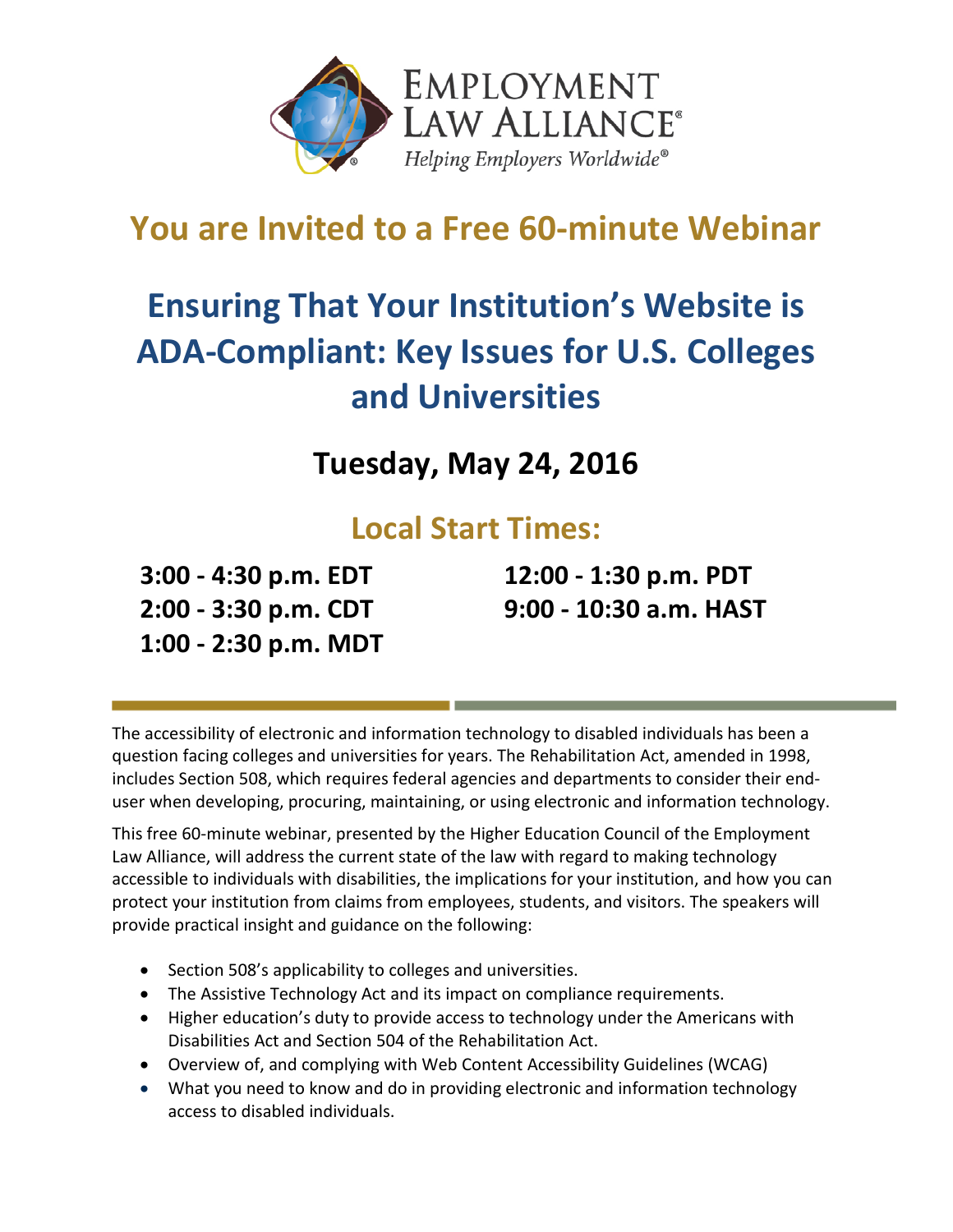EMPLOYMENT LAW ALLIANCE®

*Helping Employers Worldwide®*

# You are Invited to a Free 60-minute Webinar

# Ensuring That Your Institution's Website is ADA-Compliant: Key Issues for U.S. Colleges and Universities

## Tuesday, May 24, 2016

## Local Start Times:

**3:00 - 4:30 p.m. EDT**
**2:00 - 3:30 p.m. CDT**
**1:00 - 2:30 p.m. MDT**
**12:00 - 1:30 p.m. PDT**
**9:00 - 10:30 a.m. HAST**

The accessibility of electronic and information technology to disabled individuals has been a question facing colleges and universities for years. The Rehabilitation Act, amended in 1998, includes Section 508, which requires federal agencies and departments to consider their end-user when developing, procuring, maintaining, or using electronic and information technology.

This free 60-minute webinar, presented by the Higher Education Council of the Employment Law Alliance, will address the current state of the law with regard to making technology accessible to individuals with disabilities, the implications for your institution, and how you can protect your institution from claims from employees, students, and visitors. The speakers will provide practical insight and guidance on the following:

- Section 508's applicability to colleges and universities.
- The Assistive Technology Act and its impact on compliance requirements.
- Higher education's duty to provide access to technology under the Americans with Disabilities Act and Section 504 of the Rehabilitation Act.
- Overview of, and complying with Web Content Accessibility Guidelines (WCAG)
- What you need to know and do in providing electronic and information technology access to disabled individuals.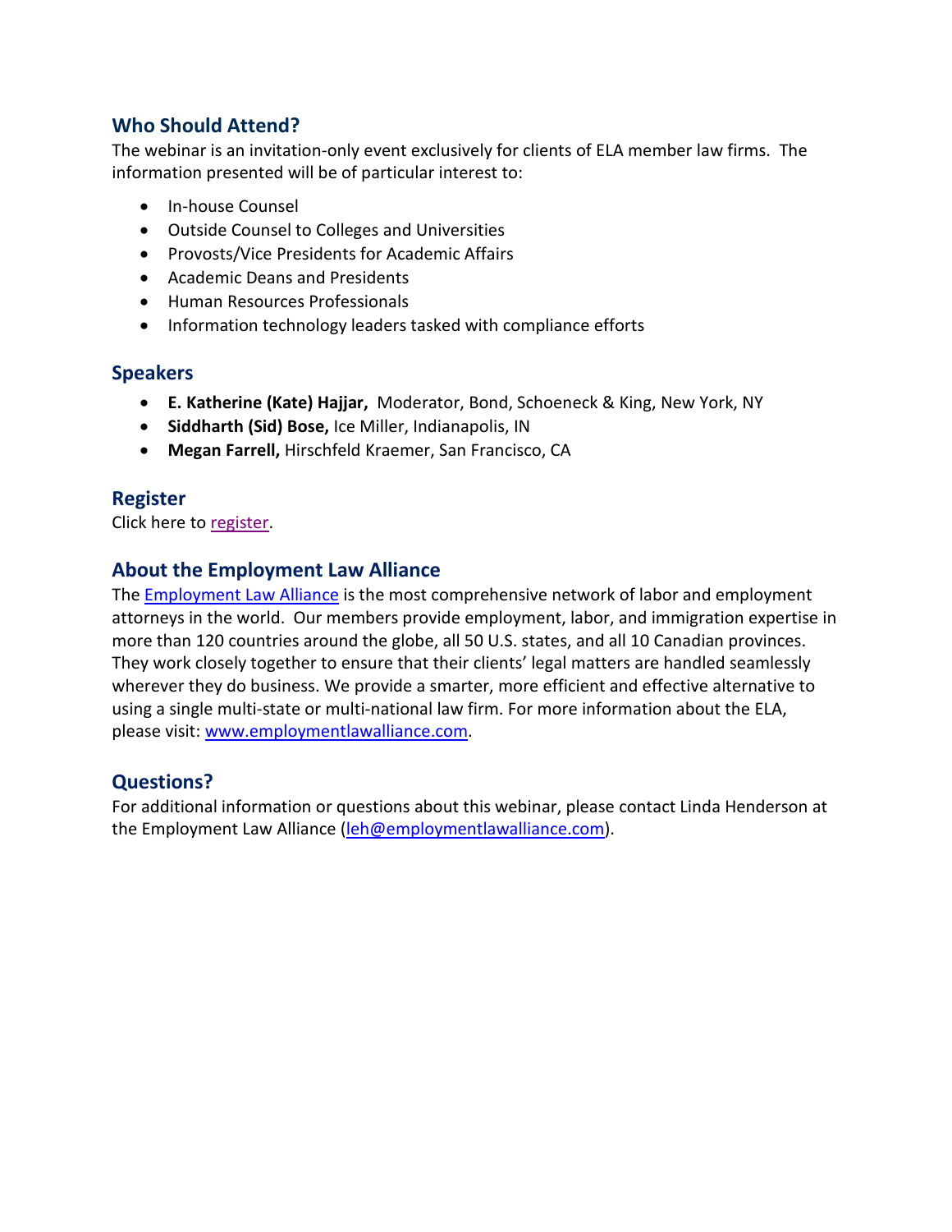## Who Should Attend?

The webinar is an invitation-only event exclusively for clients of ELA member law firms. The information presented will be of particular interest to:

- In-house Counsel
- Outside Counsel to Colleges and Universities
- Provosts/Vice Presidents for Academic Affairs
- Academic Deans and Presidents
- Human Resources Professionals
- Information technology leaders tasked with compliance efforts

## Speakers

- **E. Katherine (Kate) Hajjar,** Moderator, Bond, Schoeneck & King, New York, NY
- **Siddharth (Sid) Bose,** Ice Miller, Indianapolis, IN
- **Megan Farrell,** Hirschfeld Kraemer, San Francisco, CA

## Register

Click here to register.

## About the Employment Law Alliance

The Employment Law Alliance is the most comprehensive network of labor and employment attorneys in the world. Our members provide employment, labor, and immigration expertise in more than 120 countries around the globe, all 50 U.S. states, and all 10 Canadian provinces. They work closely together to ensure that their clients' legal matters are handled seamlessly wherever they do business. We provide a smarter, more efficient and effective alternative to using a single multi-state or multi-national law firm. For more information about the ELA, please visit: www.employmentlawalliance.com.

## Questions?

For additional information or questions about this webinar, please contact Linda Henderson at the Employment Law Alliance (leh@employmentlawalliance.com).